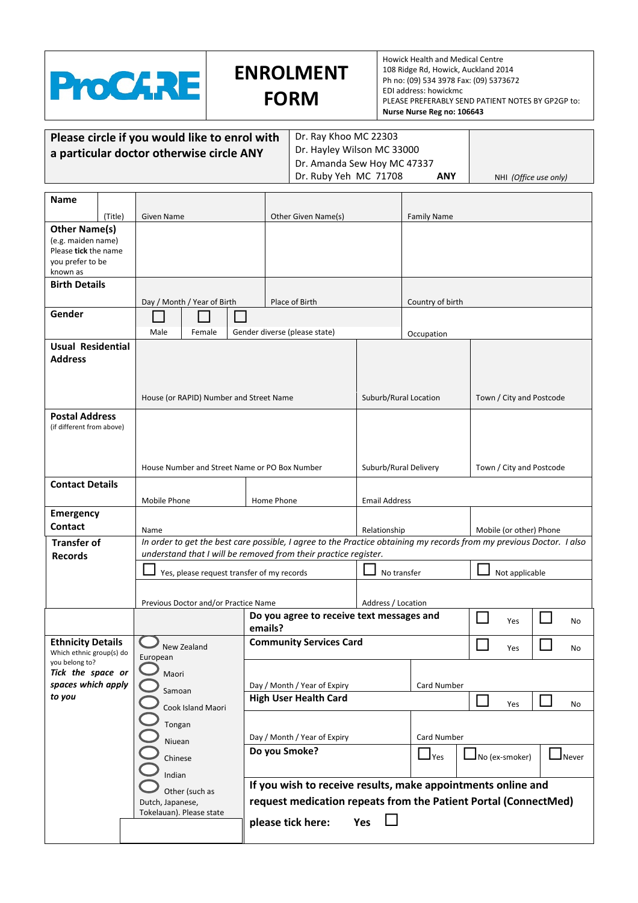ProCARE

# ENROLMENT FORM

Howick Health and Medical Centre
108 Ridge Rd, Howick, Auckland 2014
Ph no: (09) 534 3978 Fax: (09) 5373672
EDI address: howickmc
PLEASE PREFERABLY SEND PATIENT NOTES BY GP2GP to:
**Nurse Nurse Reg no: 106643**

| **Please circle if you would like to enrol with a particular doctor otherwise circle ANY** | Dr. Ray Khoo MC 22303<br>Dr. Hayley Wilson MC 33000<br>Dr. Amanda Sew Hoy MC 47337<br>Dr. Ruby Yeh MC 71708 **ANY** | NHI *(Office use only)* |
|---|---|---|

| | | | |
|---|---|---|---|
| **Name** (Title) | Given Name | Other Given Name(s) | Family Name |
| **Other Name(s)** (e.g. maiden name) Please **tick** the name you prefer to be known as | | | |
| **Birth Details** | Day / Month / Year of Birth | Place of Birth | Country of birth |
| **Gender** | ☐ Male ☐ Female ☐ Gender diverse (please state) | | Occupation |
| **Usual Residential Address** | House (or RAPID) Number and Street Name | Suburb/Rural Location | Town / City and Postcode |
| **Postal Address** (if different from above) | House Number and Street Name or PO Box Number | Suburb/Rural Delivery | Town / City and Postcode |
| **Contact Details** | Mobile Phone / Home Phone | Email Address | |
| **Emergency Contact** | Name | Relationship | Mobile (or other) Phone |

**Transfer of Records**

*In order to get the best care possible, I agree to the Practice obtaining my records from my previous Doctor. I also understand that I will be removed from their practice register.*

☐ Yes, please request transfer of my records ☐ No transfer ☐ Not applicable

| Previous Doctor and/or Practice Name | Address / Location |
|---|---|
| | |

| | | | |
|---|---|---|---|
| **Do you agree to receive text messages and emails?** | | ☐ Yes | ☐ No |
| **Community Services Card** | | ☐ Yes | ☐ No |
| Day / Month / Year of Expiry | Card Number | | |
| **High User Health Card** | | ☐ Yes | ☐ No |
| Day / Month / Year of Expiry | Card Number | | |
| **Do you Smoke?** | ☐ Yes | ☐ No (ex-smoker) | ☐ Never |

**Ethnicity Details**
Which ethnic group(s) do you belong to?
***Tick the space or spaces which apply to you***

- ◯ New Zealand European
- ◯ Maori
- ◯ Samoan
- ◯ Cook Island Maori
- ◯ Tongan
- ◯ Niuean
- ◯ Chinese
- ◯ Indian
- ◯ Other (such as Dutch, Japanese, Tokelauan). Please state

**If you wish to receive results, make appointments online and request medication repeats from the Patient Portal (ConnectMed) please tick here: Yes ☐**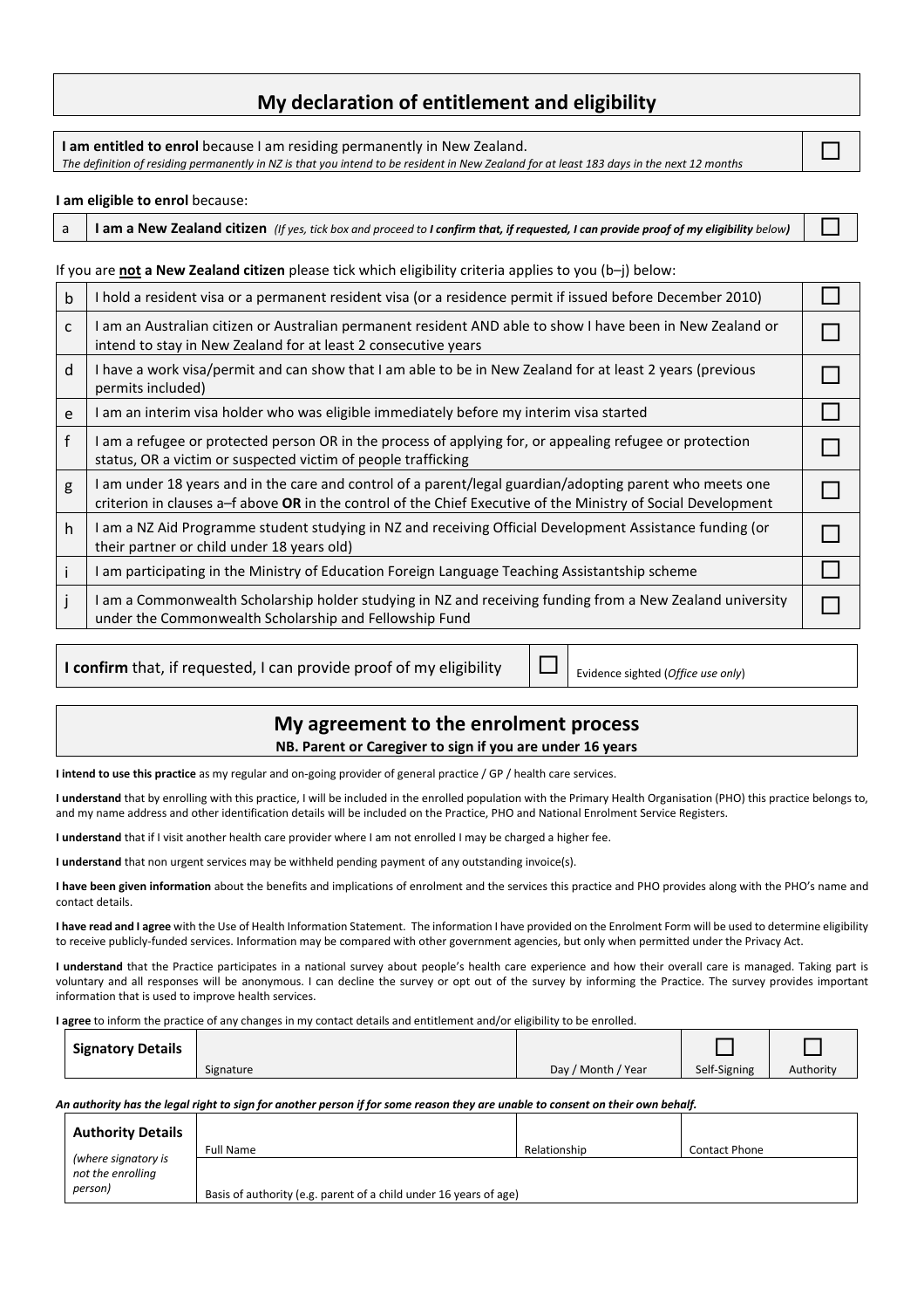## My declaration of entitlement and eligibility

| | |
|---|---|
| **I am entitled to enrol** because I am residing permanently in New Zealand. *The definition of residing permanently in NZ is that you intend to be resident in New Zealand for at least 183 days in the next 12 months* | ☐ |

**I am eligible to enrol** because:

| | | |
|---|---|---|
| a | **I am a New Zealand citizen** *(If yes, tick box and proceed to **I confirm that, if requested, I can provide proof of my eligibility** below)* | ☐ |

If you are **not a New Zealand citizen** please tick which eligibility criteria applies to you (b–j) below:

| | | |
|---|---|---|
| b | I hold a resident visa or a permanent resident visa (or a residence permit if issued before December 2010) | ☐ |
| c | I am an Australian citizen or Australian permanent resident AND able to show I have been in New Zealand or intend to stay in New Zealand for at least 2 consecutive years | ☐ |
| d | I have a work visa/permit and can show that I am able to be in New Zealand for at least 2 years (previous permits included) | ☐ |
| e | I am an interim visa holder who was eligible immediately before my interim visa started | ☐ |
| f | I am a refugee or protected person OR in the process of applying for, or appealing refugee or protection status, OR a victim or suspected victim of people trafficking | ☐ |
| g | I am under 18 years and in the care and control of a parent/legal guardian/adopting parent who meets one criterion in clauses a–f above **OR** in the control of the Chief Executive of the Ministry of Social Development | ☐ |
| h | I am a NZ Aid Programme student studying in NZ and receiving Official Development Assistance funding (or their partner or child under 18 years old) | ☐ |
| i | I am participating in the Ministry of Education Foreign Language Teaching Assistantship scheme | ☐ |
| j | I am a Commonwealth Scholarship holder studying in NZ and receiving funding from a New Zealand university under the Commonwealth Scholarship and Fellowship Fund | ☐ |

| | | |
|---|---|---|
| **I confirm** that, if requested, I can provide proof of my eligibility | ☐ | Evidence sighted (*Office use only*) |

## My agreement to the enrolment process

**NB. Parent or Caregiver to sign if you are under 16 years**

**I intend to use this practice** as my regular and on-going provider of general practice / GP / health care services.

**I understand** that by enrolling with this practice, I will be included in the enrolled population with the Primary Health Organisation (PHO) this practice belongs to, and my name address and other identification details will be included on the Practice, PHO and National Enrolment Service Registers.

**I understand** that if I visit another health care provider where I am not enrolled I may be charged a higher fee.

**I understand** that non urgent services may be withheld pending payment of any outstanding invoice(s).

**I have been given information** about the benefits and implications of enrolment and the services this practice and PHO provides along with the PHO's name and contact details.

**I have read and I agree** with the Use of Health Information Statement. The information I have provided on the Enrolment Form will be used to determine eligibility to receive publicly-funded services. Information may be compared with other government agencies, but only when permitted under the Privacy Act.

**I understand** that the Practice participates in a national survey about people's health care experience and how their overall care is managed. Taking part is voluntary and all responses will be anonymous. I can decline the survey or opt out of the survey by informing the Practice. The survey provides important information that is used to improve health services.

**I agree** to inform the practice of any changes in my contact details and entitlement and/or eligibility to be enrolled.

| | | | | |
|---|---|---|---|---|
| **Signatory Details** | Signature | Day / Month / Year | ☐ Self-Signing | ☐ Authority |

***An authority has the legal right to sign for another person if for some reason they are unable to consent on their own behalf.***

| | | | |
|---|---|---|---|
| **Authority Details** *(where signatory is not the enrolling person)* | Full Name | Relationship | Contact Phone |
| | Basis of authority (e.g. parent of a child under 16 years of age) | | |